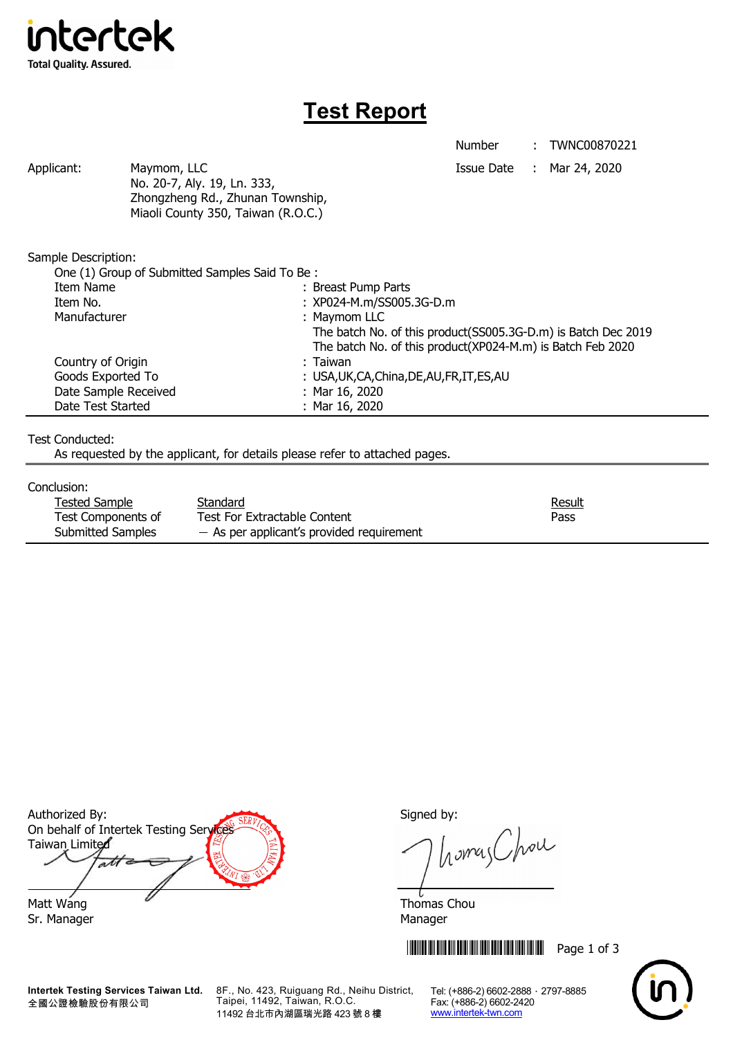intertek

Total Quality. Assured.

# Test Report

Number : TWNC00870221

Issue Date : Mar 24, 2020

Applicant: Maymom, LLC
No. 20-7, Aly. 19, Ln. 333,
Zhongzheng Rd., Zhunan Township,
Miaoli County 350, Taiwan (R.O.C.)

Sample Description:

One (1) Group of Submitted Samples Said To Be :

| | |
|---|---|
| Item Name | : Breast Pump Parts |
| Item No. | : XP024-M.m/SS005.3G-D.m |
| Manufacturer | : Maymom LLC<br>The batch No. of this product(SS005.3G-D.m) is Batch Dec 2019<br>The batch No. of this product(XP024-M.m) is Batch Feb 2020 |
| Country of Origin | : Taiwan |
| Goods Exported To | : USA,UK,CA,China,DE,AU,FR,IT,ES,AU |
| Date Sample Received | : Mar 16, 2020 |
| Date Test Started | : Mar 16, 2020 |

Test Conducted:

As requested by the applicant, for details please refer to attached pages.

Conclusion:

| Tested Sample | Standard | Result |
|---|---|---|
| Test Components of Submitted Samples | Test For Extractable Content<br>— As per applicant's provided requirement | Pass |

Authorized By:
On behalf of Intertek Testing Services Taiwan Limited

Matt Wang
Sr. Manager

Signed by:

Thomas Chou
Manager

Intertek Testing Services Taiwan Ltd.
全國公證檢驗股份有限公司

8F., No. 423, Ruiguang Rd., Neihu District, Taipei, 11492, Taiwan, R.O.C.
11492 台北市內湖區瑞光路 423 號 8 樓

Tel: (+886-2) 6602-2888 · 2797-8885
Fax: (+886-2) 6602-2420
www.intertek-twn.com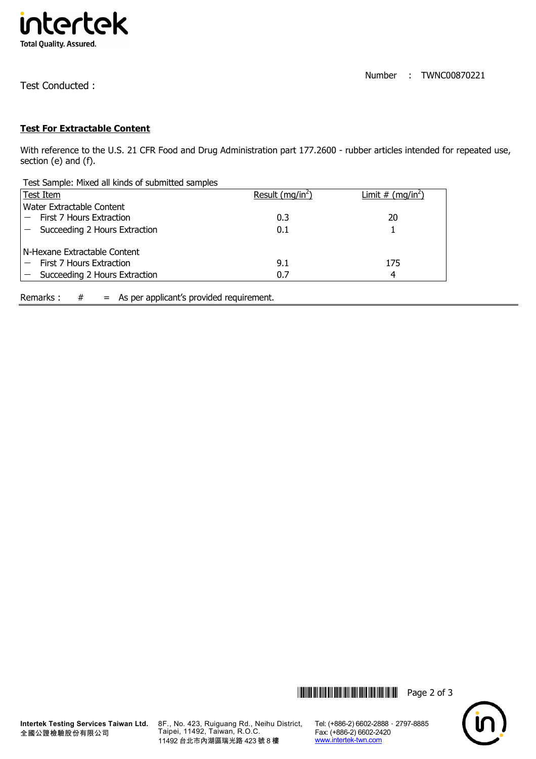Number : TWNC00870221

Test Conducted :

**Test For Extractable Content**

With reference to the U.S. 21 CFR Food and Drug Administration part 177.2600 - rubber articles intended for repeated use, section (e) and (f).

Test Sample: Mixed all kinds of submitted samples

| Test Item | Result ($mg/in^2$) | Limit # ($mg/in^2$) |
|---|---|---|
| Water Extractable Content | | |
| – First 7 Hours Extraction | 0.3 | 20 |
| – Succeeding 2 Hours Extraction | 0.1 | 1 |
| N-Hexane Extractable Content | | |
| – First 7 Hours Extraction | 9.1 | 175 |
| – Succeeding 2 Hours Extraction | 0.7 | 4 |

Remarks : # = As per applicant's provided requirement.

Intertek Testing Services Taiwan Ltd.
全國公證檢驗股份有限公司

8F., No. 423, Ruiguang Rd., Neihu District, Taipei, 11492, Taiwan, R.O.C.
11492 台北市內湖區瑞光路 423 號 8 樓

Tel: (+886-2) 6602-2888 · 2797-8885
Fax: (+886-2) 6602-2420
www.intertek-twn.com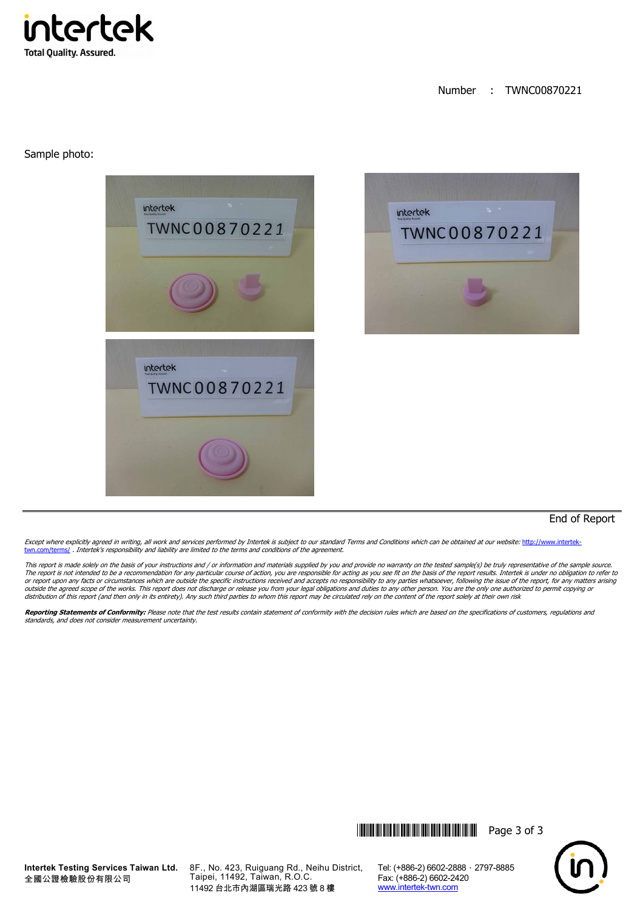Number : TWNC00870221

Sample photo:

End of Report

*Except where explicitly agreed in writing, all work and services performed by Intertek is subject to our standard Terms and Conditions which can be obtained at our website: http://www.intertek-twn.com/terms/ . Intertek's responsibility and liability are limited to the terms and conditions of the agreement.*

*This report is made solely on the basis of your instructions and / or information and materials supplied by you and provide no warranty on the tested sample(s) be truly representative of the sample source. The report is not intended to be a recommendation for any particular course of action, you are responsible for acting as you see fit on the basis of the report results. Intertek is under no obligation to refer to or report upon any facts or circumstances which are outside the specific instructions received and accepts no responsibility to any parties whatsoever, following the issue of the report, for any matters arising outside the agreed scope of the works. This report does not discharge or release you from your legal obligations and duties to any other person. You are the only one authorized to permit copying or distribution of this report (and then only in its entirety). Any such third parties to whom this report may be circulated rely on the content of the report solely at their own risk*

***Reporting Statements of Conformity:*** *Please note that the test results contain statement of conformity with the decision rules which are based on the specifications of customers, regulations and standards, and does not consider measurement uncertainty.*

**Intertek Testing Services Taiwan Ltd.**
全國公證檢驗股份有限公司

8F., No. 423, Ruiguang Rd., Neihu District, Taipei, 11492, Taiwan, R.O.C.
11492 台北市內湖區瑞光路 423 號 8 樓

Tel: (+886-2) 6602-2888 · 2797-8885
Fax: (+886-2) 6602-2420
www.intertek-twn.com